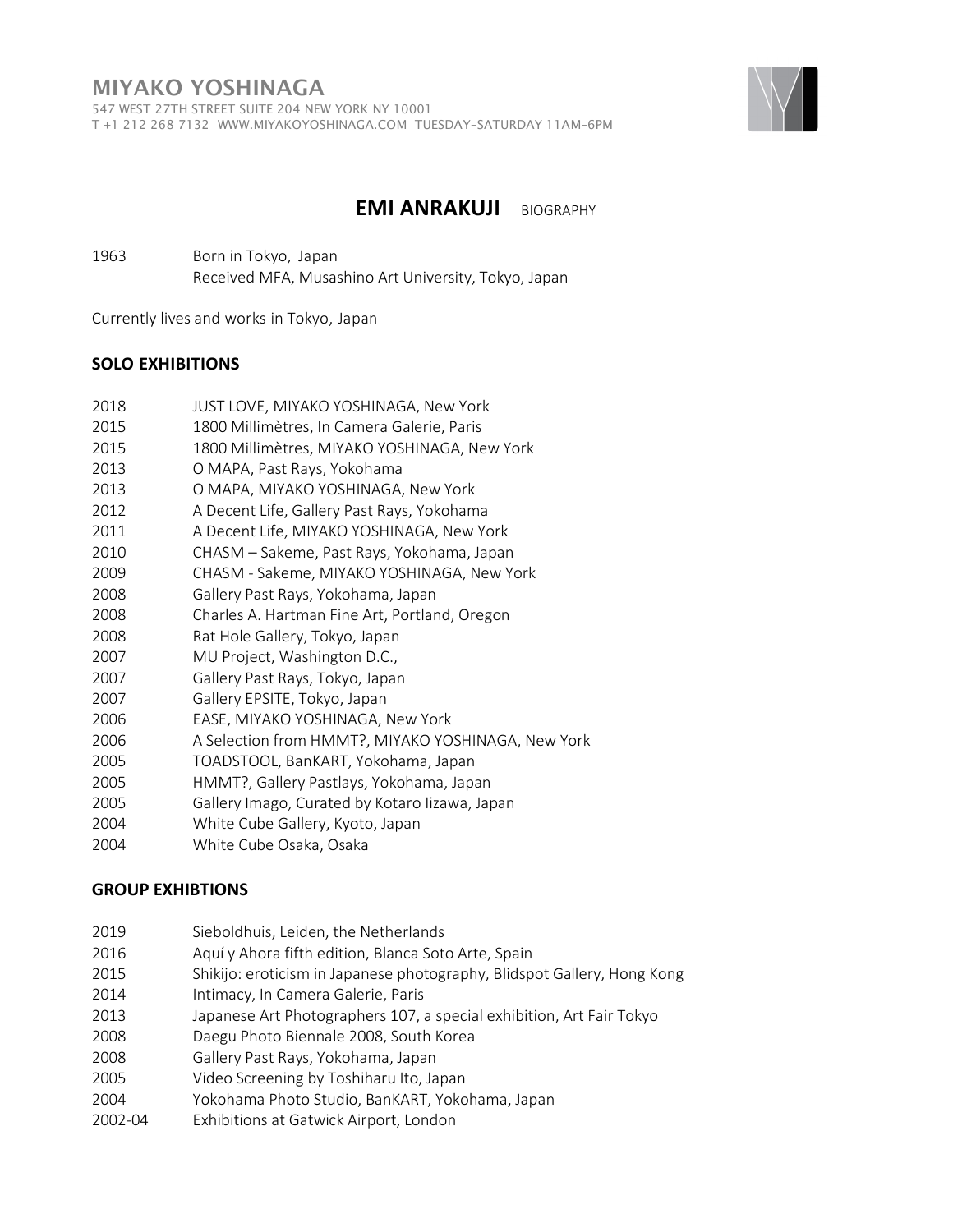MIYAKO YOSHINAGA
547 WEST 27TH STREET SUITE 204 NEW YORK NY 10001
T +1 212 268 7132 WWW.MIYAKOYOSHINAGA.COM TUESDAY-SATURDAY 11AM-6PM

# EMI ANRAKUJI BIOGRAPHY

1963 Born in Tokyo, Japan
Received MFA, Musashino Art University, Tokyo, Japan

Currently lives and works in Tokyo, Japan

## SOLO EXHIBITIONS

2018 JUST LOVE, MIYAKO YOSHINAGA, New York
2015 1800 Millimètres, In Camera Galerie, Paris
2015 1800 Millimètres, MIYAKO YOSHINAGA, New York
2013 O MAPA, Past Rays, Yokohama
2013 O MAPA, MIYAKO YOSHINAGA, New York
2012 A Decent Life, Gallery Past Rays, Yokohama
2011 A Decent Life, MIYAKO YOSHINAGA, New York
2010 CHASM – Sakeme, Past Rays, Yokohama, Japan
2009 CHASM - Sakeme, MIYAKO YOSHINAGA, New York
2008 Gallery Past Rays, Yokohama, Japan
2008 Charles A. Hartman Fine Art, Portland, Oregon
2008 Rat Hole Gallery, Tokyo, Japan
2007 MU Project, Washington D.C.,
2007 Gallery Past Rays, Tokyo, Japan
2007 Gallery EPSITE, Tokyo, Japan
2006 EASE, MIYAKO YOSHINAGA, New York
2006 A Selection from HMMT?, MIYAKO YOSHINAGA, New York
2005 TOADSTOOL, BanKART, Yokohama, Japan
2005 HMMT?, Gallery Pastlays, Yokohama, Japan
2005 Gallery Imago, Curated by Kotaro Iizawa, Japan
2004 White Cube Gallery, Kyoto, Japan
2004 White Cube Osaka, Osaka

## GROUP EXHIBTIONS

2019 Sieboldhuis, Leiden, the Netherlands
2016 Aquí y Ahora fifth edition, Blanca Soto Arte, Spain
2015 Shikijo: eroticism in Japanese photography, Blidspot Gallery, Hong Kong
2014 Intimacy, In Camera Galerie, Paris
2013 Japanese Art Photographers 107, a special exhibition, Art Fair Tokyo
2008 Daegu Photo Biennale 2008, South Korea
2008 Gallery Past Rays, Yokohama, Japan
2005 Video Screening by Toshiharu Ito, Japan
2004 Yokohama Photo Studio, BanKART, Yokohama, Japan
2002-04 Exhibitions at Gatwick Airport, London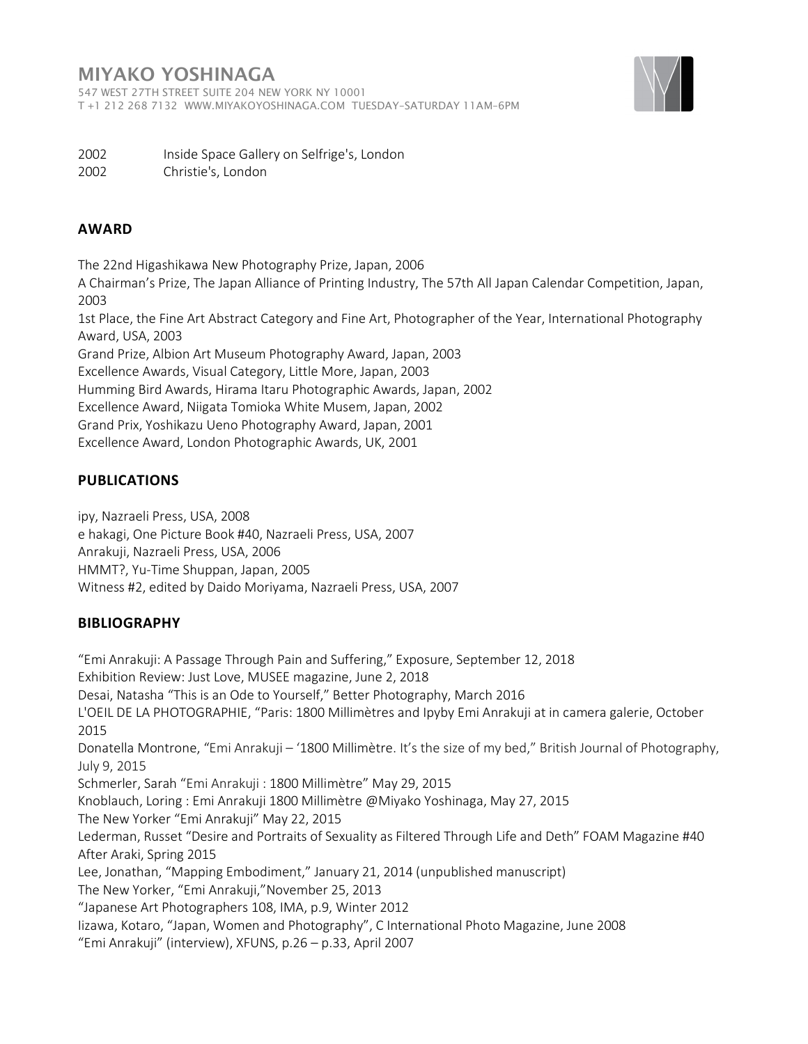2002 Inside Space Gallery on Selfrige's, London
2002 Christie's, London

## AWARD

The 22nd Higashikawa New Photography Prize, Japan, 2006
A Chairman's Prize, The Japan Alliance of Printing Industry, The 57th All Japan Calendar Competition, Japan, 2003
1st Place, the Fine Art Abstract Category and Fine Art, Photographer of the Year, International Photography Award, USA, 2003
Grand Prize, Albion Art Museum Photography Award, Japan, 2003
Excellence Awards, Visual Category, Little More, Japan, 2003
Humming Bird Awards, Hirama Itaru Photographic Awards, Japan, 2002
Excellence Award, Niigata Tomioka White Musem, Japan, 2002
Grand Prix, Yoshikazu Ueno Photography Award, Japan, 2001
Excellence Award, London Photographic Awards, UK, 2001

## PUBLICATIONS

ipy, Nazraeli Press, USA, 2008
e hakagi, One Picture Book #40, Nazraeli Press, USA, 2007
Anrakuji, Nazraeli Press, USA, 2006
HMMT?, Yu-Time Shuppan, Japan, 2005
Witness #2, edited by Daido Moriyama, Nazraeli Press, USA, 2007

## BIBLIOGRAPHY

"Emi Anrakuji: A Passage Through Pain and Suffering," Exposure, September 12, 2018
Exhibition Review: Just Love, MUSEE magazine, June 2, 2018
Desai, Natasha "This is an Ode to Yourself," Better Photography, March 2016
L'OEIL DE LA PHOTOGRAPHIE, "Paris: 1800 Millimètres and Ipyby Emi Anrakuji at in camera galerie, October 2015
Donatella Montrone, "Emi Anrakuji – '1800 Millimètre. It's the size of my bed," British Journal of Photography, July 9, 2015
Schmerler, Sarah "Emi Anrakuji : 1800 Millimètre" May 29, 2015
Knoblauch, Loring : Emi Anrakuji 1800 Millimètre @Miyako Yoshinaga, May 27, 2015
The New Yorker "Emi Anrakuji" May 22, 2015
Lederman, Russet "Desire and Portraits of Sexuality as Filtered Through Life and Deth" FOAM Magazine #40 After Araki, Spring 2015
Lee, Jonathan, "Mapping Embodiment," January 21, 2014 (unpublished manuscript)
The New Yorker, "Emi Anrakuji,"November 25, 2013
"Japanese Art Photographers 108, IMA, p.9, Winter 2012
Iizawa, Kotaro, "Japan, Women and Photography", C International Photo Magazine, June 2008
"Emi Anrakuji" (interview), XFUNS, p.26 – p.33, April 2007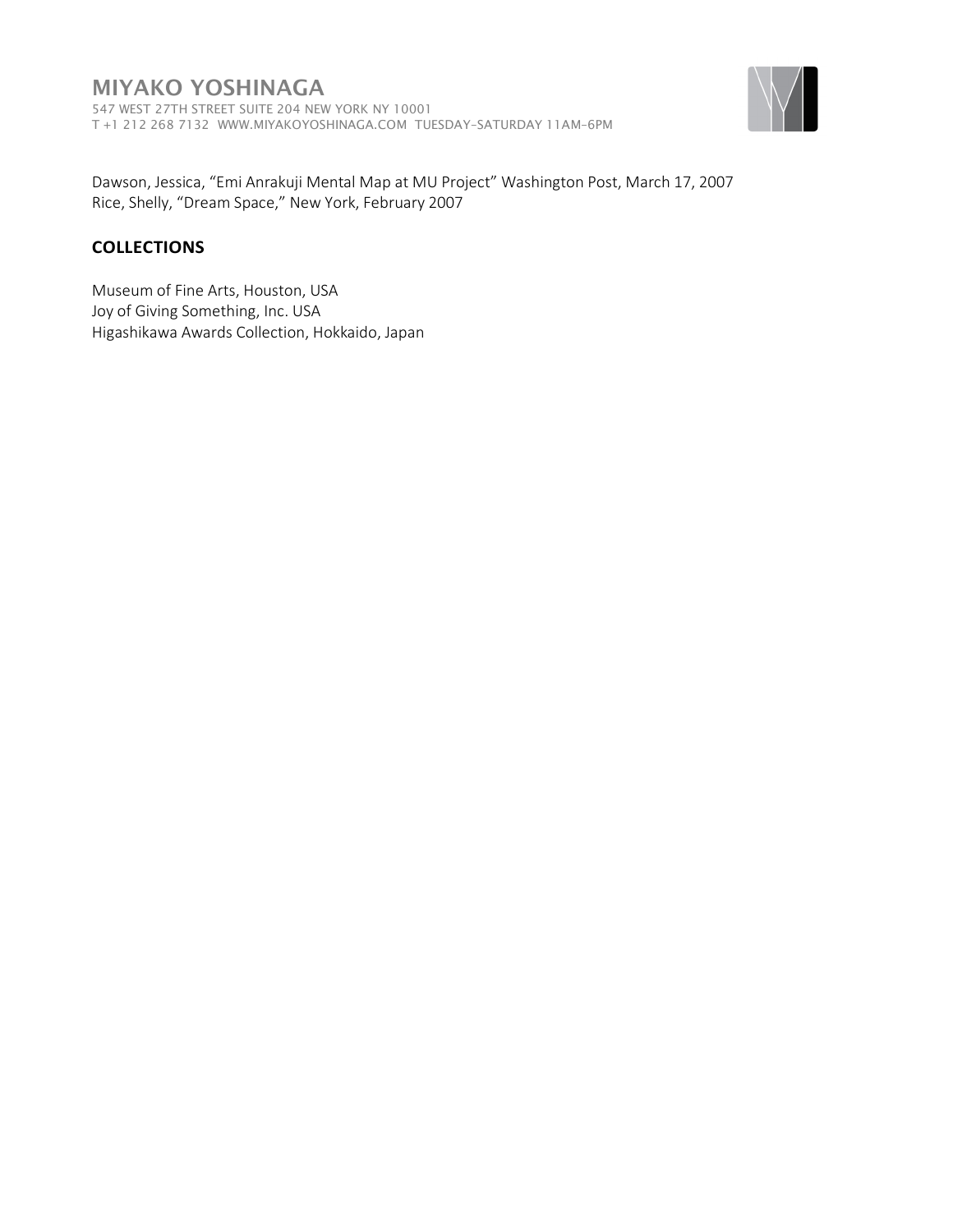Dawson, Jessica, “Emi Anrakuji Mental Map at MU Project” Washington Post, March 17, 2007
Rice, Shelly, “Dream Space,” New York, February 2007

## COLLECTIONS

Museum of Fine Arts, Houston, USA
Joy of Giving Something, Inc. USA
Higashikawa Awards Collection, Hokkaido, Japan